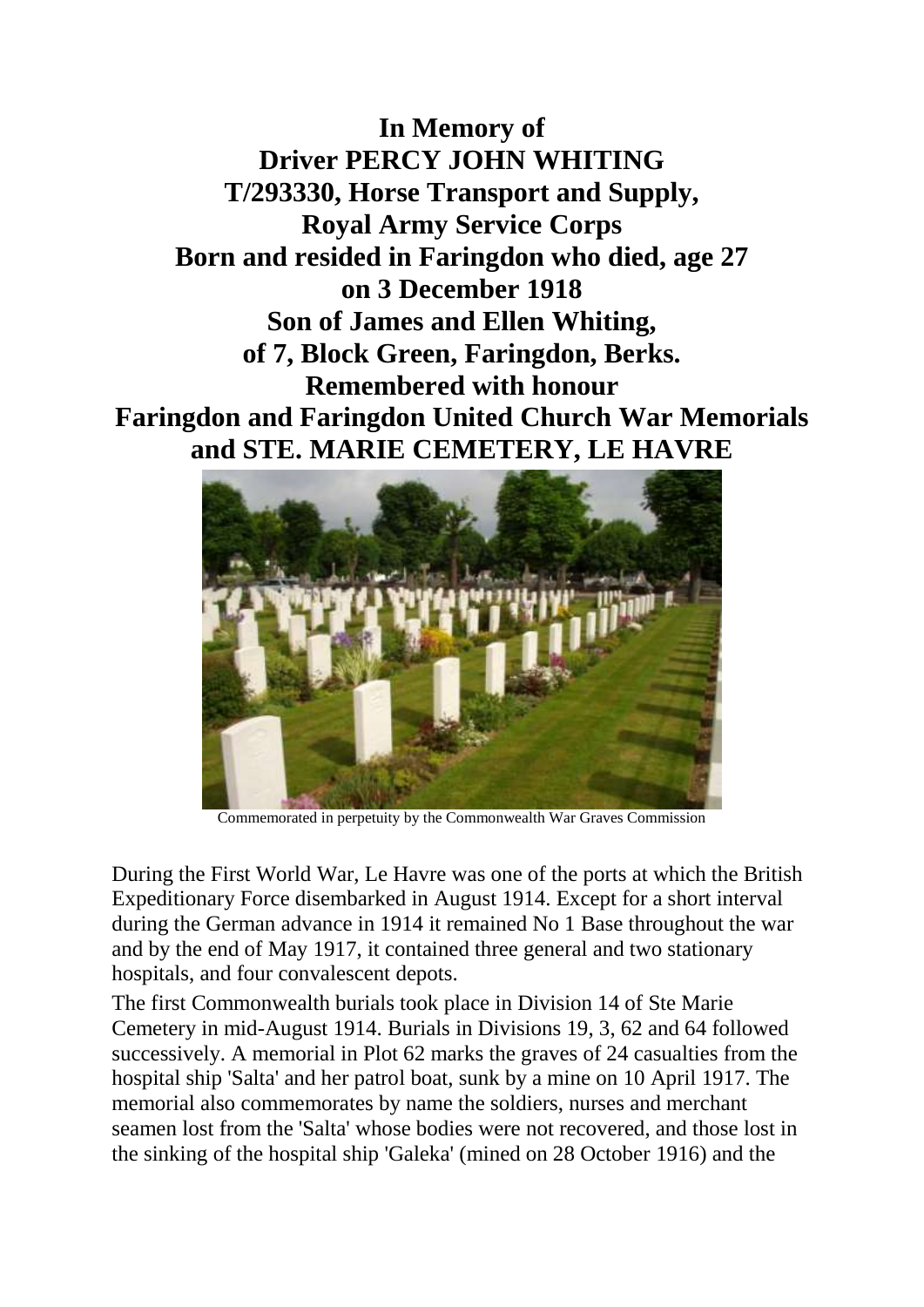**In Memory of**
**Driver PERCY JOHN WHITING**
**T/293330, Horse Transport and Supply,**
**Royal Army Service Corps**
**Born and resided in Faringdon who died, age 27**
**on 3 December 1918**
**Son of James and Ellen Whiting,**
**of 7, Block Green, Faringdon, Berks.**
**Remembered with honour**
**Faringdon and Faringdon United Church War Memorials**
**and STE. MARIE CEMETERY, LE HAVRE**

Commemorated in perpetuity by the Commonwealth War Graves Commission

During the First World War, Le Havre was one of the ports at which the British Expeditionary Force disembarked in August 1914. Except for a short interval during the German advance in 1914 it remained No 1 Base throughout the war and by the end of May 1917, it contained three general and two stationary hospitals, and four convalescent depots.

The first Commonwealth burials took place in Division 14 of Ste Marie Cemetery in mid-August 1914. Burials in Divisions 19, 3, 62 and 64 followed successively. A memorial in Plot 62 marks the graves of 24 casualties from the hospital ship 'Salta' and her patrol boat, sunk by a mine on 10 April 1917. The memorial also commemorates by name the soldiers, nurses and merchant seamen lost from the 'Salta' whose bodies were not recovered, and those lost in the sinking of the hospital ship 'Galeka' (mined on 28 October 1916) and the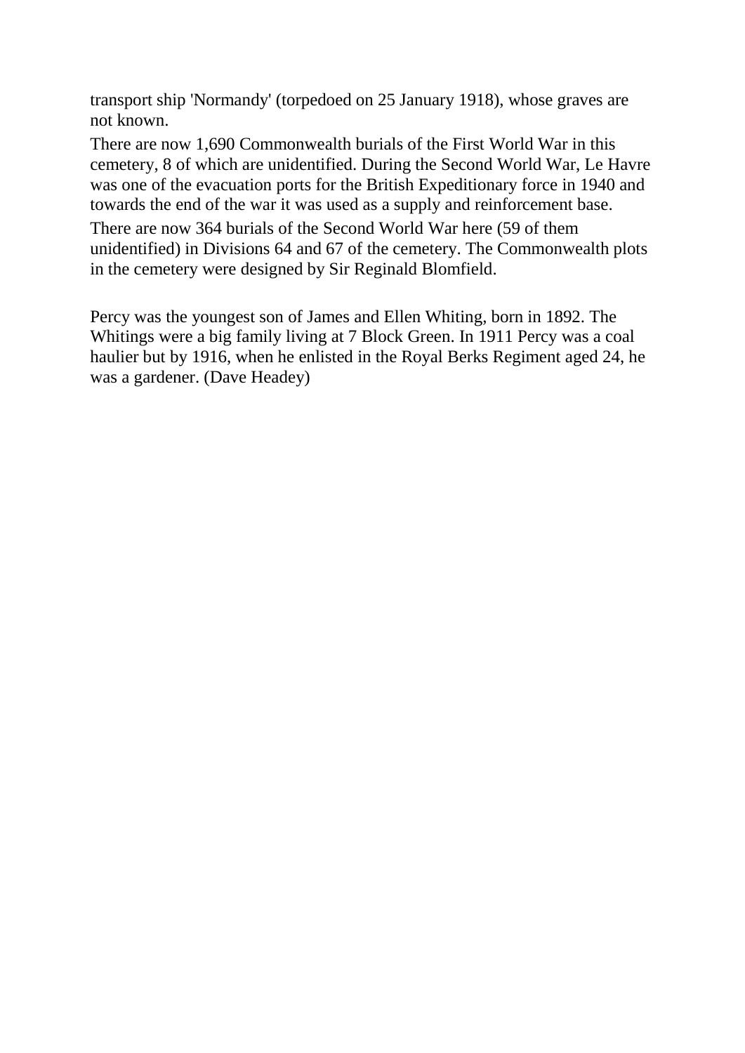transport ship 'Normandy' (torpedoed on 25 January 1918), whose graves are not known.

There are now 1,690 Commonwealth burials of the First World War in this cemetery, 8 of which are unidentified. During the Second World War, Le Havre was one of the evacuation ports for the British Expeditionary force in 1940 and towards the end of the war it was used as a supply and reinforcement base.

There are now 364 burials of the Second World War here (59 of them unidentified) in Divisions 64 and 67 of the cemetery. The Commonwealth plots in the cemetery were designed by Sir Reginald Blomfield.

Percy was the youngest son of James and Ellen Whiting, born in 1892. The Whitings were a big family living at 7 Block Green. In 1911 Percy was a coal haulier but by 1916, when he enlisted in the Royal Berks Regiment aged 24, he was a gardener. (Dave Headey)